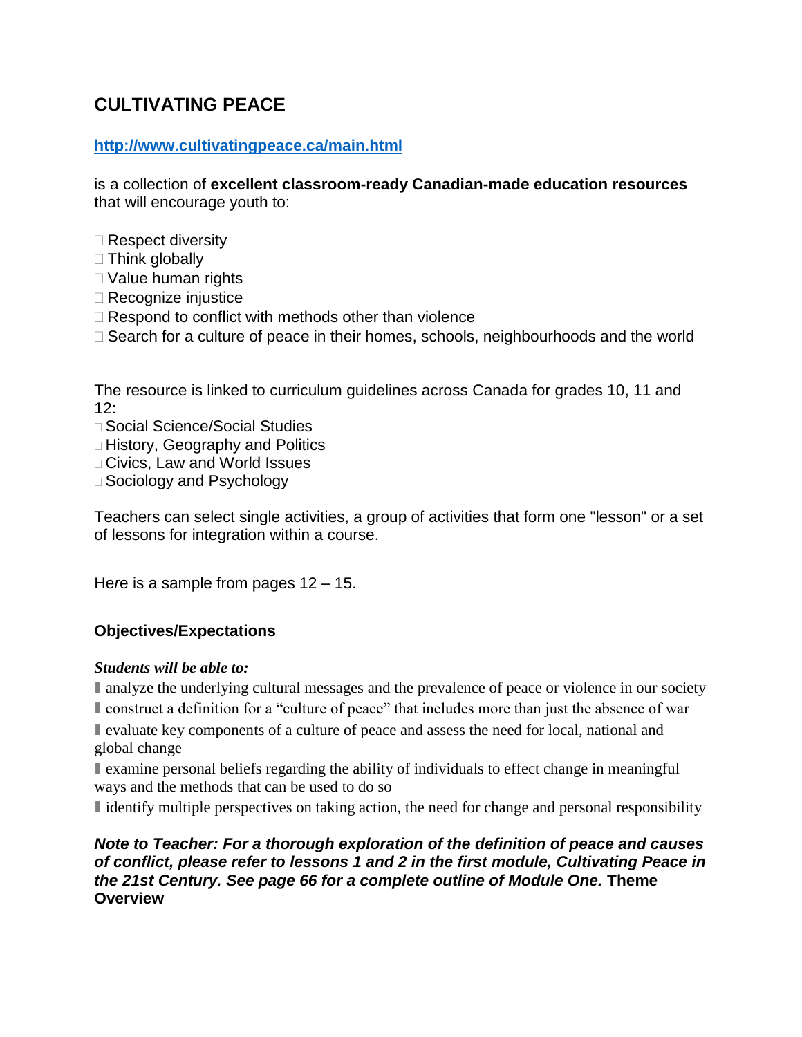# CULTIVATING PEACE

**http://www.cultivatingpeace.ca/main.html**

is a collection of **excellent classroom-ready Canadian-made education resources** that will encourage youth to:

- Respect diversity
- Think globally
- Value human rights
- Recognize injustice
- Respond to conflict with methods other than violence
- Search for a culture of peace in their homes, schools, neighbourhoods and the world

The resource is linked to curriculum guidelines across Canada for grades 10, 11 and 12:

- Social Science/Social Studies
- History, Geography and Politics
- Civics, Law and World Issues
- Sociology and Psychology

Teachers can select single activities, a group of activities that form one "lesson" or a set of lessons for integration within a course.

Here is a sample from pages 12 – 15.

## Objectives/Expectations

***Students will be able to:***

- analyze the underlying cultural messages and the prevalence of peace or violence in our society
- construct a definition for a "culture of peace" that includes more than just the absence of war
- evaluate key components of a culture of peace and assess the need for local, national and global change
- examine personal beliefs regarding the ability of individuals to effect change in meaningful ways and the methods that can be used to do so
- identify multiple perspectives on taking action, the need for change and personal responsibility

***Note to Teacher: For a thorough exploration of the definition of peace and causes of conflict, please refer to lessons 1 and 2 in the first module, Cultivating Peace in the 21st Century. See page 66 for a complete outline of Module One.*** **Theme Overview**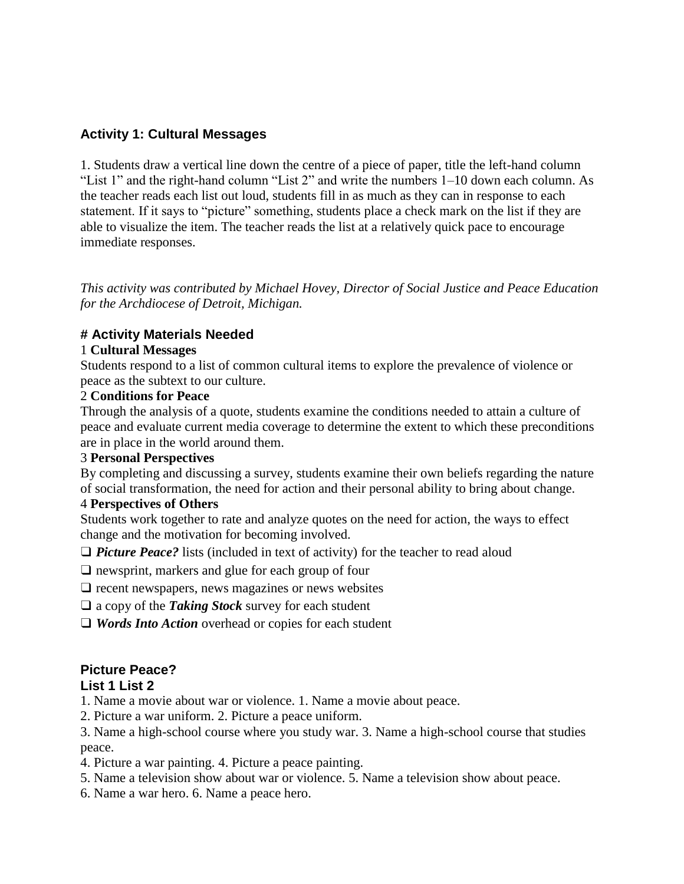### Activity 1: Cultural Messages

1. Students draw a vertical line down the centre of a piece of paper, title the left-hand column "List 1" and the right-hand column "List 2" and write the numbers 1–10 down each column. As the teacher reads each list out loud, students fill in as much as they can in response to each statement. If it says to "picture" something, students place a check mark on the list if they are able to visualize the item. The teacher reads the list at a relatively quick pace to encourage immediate responses.

*This activity was contributed by Michael Hovey, Director of Social Justice and Peace Education for the Archdiocese of Detroit, Michigan.*

### # Activity Materials Needed

1 **Cultural Messages**
Students respond to a list of common cultural items to explore the prevalence of violence or peace as the subtext to our culture.

2 **Conditions for Peace**
Through the analysis of a quote, students examine the conditions needed to attain a culture of peace and evaluate current media coverage to determine the extent to which these preconditions are in place in the world around them.

3 **Personal Perspectives**
By completing and discussing a survey, students examine their own beliefs regarding the nature of social transformation, the need for action and their personal ability to bring about change.

4 **Perspectives of Others**
Students work together to rate and analyze quotes on the need for action, the ways to effect change and the motivation for becoming involved.

❑ ***Picture Peace?*** lists (included in text of activity) for the teacher to read aloud

❑ newsprint, markers and glue for each group of four

❑ recent newspapers, news magazines or news websites

❑ a copy of the ***Taking Stock*** survey for each student

❑ ***Words Into Action*** overhead or copies for each student

### Picture Peace?

| List 1 | List 2 |
|---|---|
| 1. Name a movie about war or violence. | 1. Name a movie about peace. |
| 2. Picture a war uniform. | 2. Picture a peace uniform. |
| 3. Name a high-school course where you study war. | 3. Name a high-school course that studies peace. |
| 4. Picture a war painting. | 4. Picture a peace painting. |
| 5. Name a television show about war or violence. | 5. Name a television show about peace. |
| 6. Name a war hero. | 6. Name a peace hero. |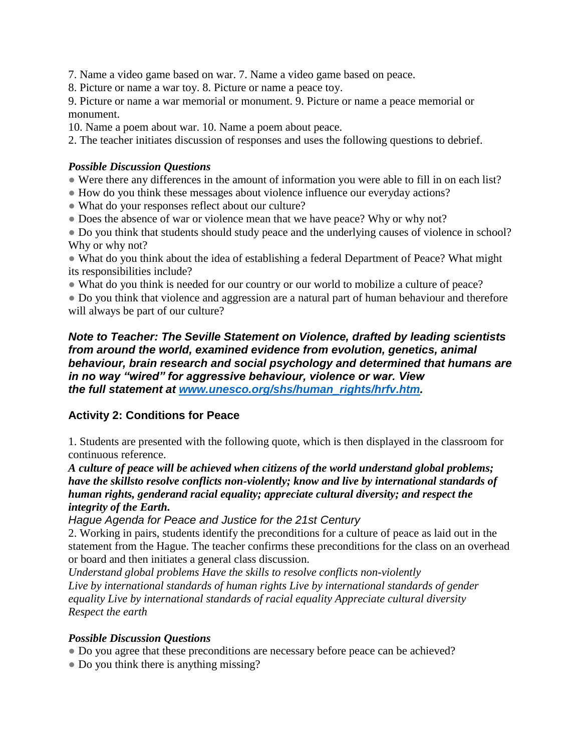7. Name a video game based on war. 7. Name a video game based on peace.
8. Picture or name a war toy. 8. Picture or name a peace toy.
9. Picture or name a war memorial or monument. 9. Picture or name a peace memorial or monument.
10. Name a poem about war. 10. Name a poem about peace.
2. The teacher initiates discussion of responses and uses the following questions to debrief.

***Possible Discussion Questions***

- Were there any differences in the amount of information you were able to fill in on each list?
- How do you think these messages about violence influence our everyday actions?
- What do your responses reflect about our culture?
- Does the absence of war or violence mean that we have peace? Why or why not?
- Do you think that students should study peace and the underlying causes of violence in school? Why or why not?
- What do you think about the idea of establishing a federal Department of Peace? What might its responsibilities include?
- What do you think is needed for our country or our world to mobilize a culture of peace?
- Do you think that violence and aggression are a natural part of human behaviour and therefore will always be part of our culture?

***Note to Teacher: The Seville Statement on Violence, drafted by leading scientists from around the world, examined evidence from evolution, genetics, animal behaviour, brain research and social psychology and determined that humans are in no way "wired" for aggressive behaviour, violence or war. View the full statement at [www.unesco.org/shs/human_rights/hrfv.htm](http://www.unesco.org/shs/human_rights/hrfv.htm).***

## Activity 2: Conditions for Peace

1. Students are presented with the following quote, which is then displayed in the classroom for continuous reference.

***A culture of peace will be achieved when citizens of the world understand global problems; have the skillsto resolve conflicts non-violently; know and live by international standards of human rights, genderand racial equality; appreciate cultural diversity; and respect the integrity of the Earth.***

*Hague Agenda for Peace and Justice for the 21st Century*

2. Working in pairs, students identify the preconditions for a culture of peace as laid out in the statement from the Hague. The teacher confirms these preconditions for the class on an overhead or board and then initiates a general class discussion.

*Understand global problems Have the skills to resolve conflicts non-violently*
*Live by international standards of human rights Live by international standards of gender equality Live by international standards of racial equality Appreciate cultural diversity*
*Respect the earth*

***Possible Discussion Questions***

- Do you agree that these preconditions are necessary before peace can be achieved?
- Do you think there is anything missing?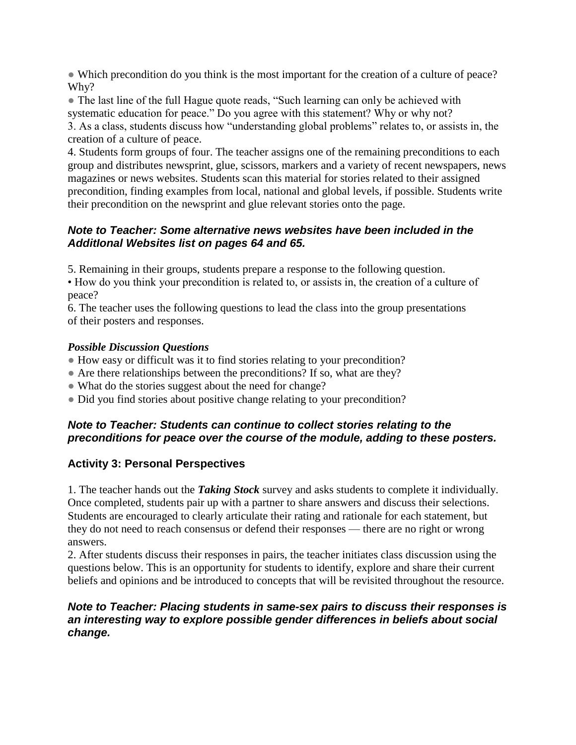- Which precondition do you think is the most important for the creation of a culture of peace? Why?
- The last line of the full Hague quote reads, "Such learning can only be achieved with systematic education for peace." Do you agree with this statement? Why or why not?

3. As a class, students discuss how "understanding global problems" relates to, or assists in, the creation of a culture of peace.
4. Students form groups of four. The teacher assigns one of the remaining preconditions to each group and distributes newsprint, glue, scissors, markers and a variety of recent newspapers, news magazines or news websites. Students scan this material for stories related to their assigned precondition, finding examples from local, national and global levels, if possible. Students write their precondition on the newsprint and glue relevant stories onto the page.

***Note to Teacher: Some alternative news websites have been included in the AdditIonal Websites list on pages 64 and 65.***

5. Remaining in their groups, students prepare a response to the following question.
   - How do you think your precondition is related to, or assists in, the creation of a culture of peace?
6. The teacher uses the following questions to lead the class into the group presentations of their posters and responses.

***Possible Discussion Questions***

- How easy or difficult was it to find stories relating to your precondition?
- Are there relationships between the preconditions? If so, what are they?
- What do the stories suggest about the need for change?
- Did you find stories about positive change relating to your precondition?

***Note to Teacher: Students can continue to collect stories relating to the preconditions for peace over the course of the module, adding to these posters.***

### Activity 3: Personal Perspectives

1. The teacher hands out the ***Taking Stock*** survey and asks students to complete it individually. Once completed, students pair up with a partner to share answers and discuss their selections. Students are encouraged to clearly articulate their rating and rationale for each statement, but they do not need to reach consensus or defend their responses — there are no right or wrong answers.
2. After students discuss their responses in pairs, the teacher initiates class discussion using the questions below. This is an opportunity for students to identify, explore and share their current beliefs and opinions and be introduced to concepts that will be revisited throughout the resource.

***Note to Teacher: Placing students in same-sex pairs to discuss their responses is an interesting way to explore possible gender differences in beliefs about social change.***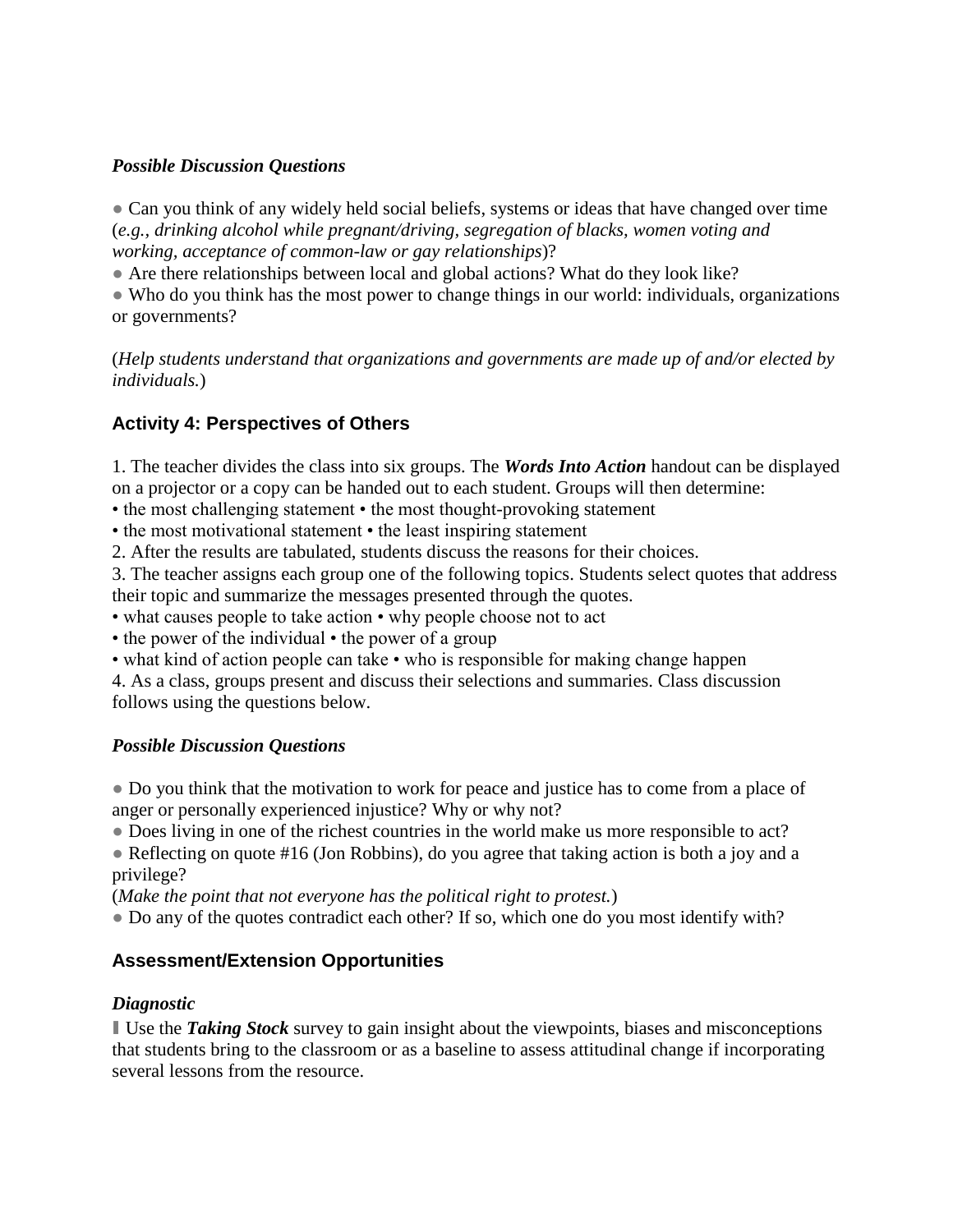***Possible Discussion Questions***

● Can you think of any widely held social beliefs, systems or ideas that have changed over time (*e.g., drinking alcohol while pregnant/driving, segregation of blacks, women voting and working, acceptance of common-law or gay relationships*)?
● Are there relationships between local and global actions? What do they look like?
● Who do you think has the most power to change things in our world: individuals, organizations or governments?

(*Help students understand that organizations and governments are made up of and/or elected by individuals.*)

## Activity 4: Perspectives of Others

1. The teacher divides the class into six groups. The ***Words Into Action*** handout can be displayed on a projector or a copy can be handed out to each student. Groups will then determine:
• the most challenging statement • the most thought-provoking statement
• the most motivational statement • the least inspiring statement
2. After the results are tabulated, students discuss the reasons for their choices.
3. The teacher assigns each group one of the following topics. Students select quotes that address their topic and summarize the messages presented through the quotes.
• what causes people to take action • why people choose not to act
• the power of the individual • the power of a group
• what kind of action people can take • who is responsible for making change happen
4. As a class, groups present and discuss their selections and summaries. Class discussion follows using the questions below.

***Possible Discussion Questions***

● Do you think that the motivation to work for peace and justice has to come from a place of anger or personally experienced injustice? Why or why not?
● Does living in one of the richest countries in the world make us more responsible to act?
● Reflecting on quote #16 (Jon Robbins), do you agree that taking action is both a joy and a privilege?
(*Make the point that not everyone has the political right to protest.*)
● Do any of the quotes contradict each other? If so, which one do you most identify with?

## Assessment/Extension Opportunities

***Diagnostic***

❚ Use the ***Taking Stock*** survey to gain insight about the viewpoints, biases and misconceptions that students bring to the classroom or as a baseline to assess attitudinal change if incorporating several lessons from the resource.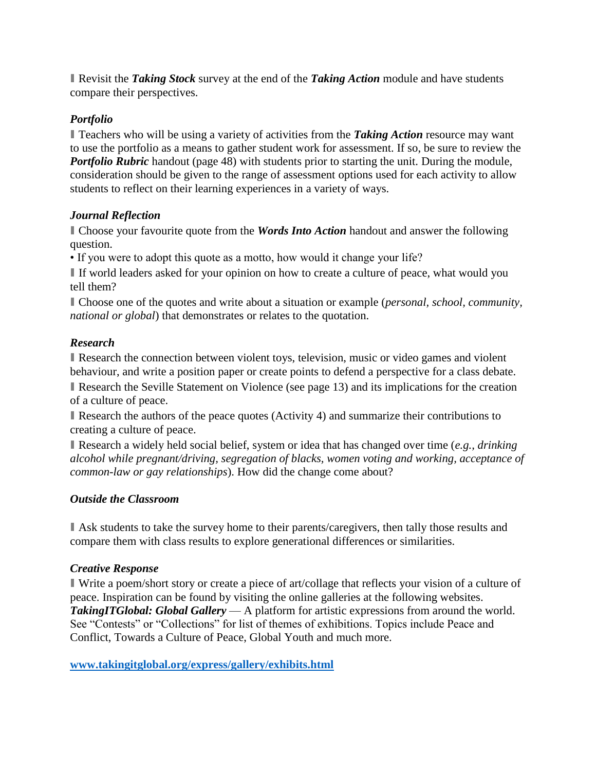- Revisit the ***Taking Stock*** survey at the end of the ***Taking Action*** module and have students compare their perspectives.

### *Portfolio*

- Teachers who will be using a variety of activities from the ***Taking Action*** resource may want to use the portfolio as a means to gather student work for assessment. If so, be sure to review the ***Portfolio Rubric*** handout (page 48) with students prior to starting the unit. During the module, consideration should be given to the range of assessment options used for each activity to allow students to reflect on their learning experiences in a variety of ways.

### *Journal Reflection*

- Choose your favourite quote from the ***Words Into Action*** handout and answer the following question.
  - If you were to adopt this quote as a motto, how would it change your life?
- If world leaders asked for your opinion on how to create a culture of peace, what would you tell them?
- Choose one of the quotes and write about a situation or example (*personal, school, community, national or global*) that demonstrates or relates to the quotation.

### *Research*

- Research the connection between violent toys, television, music or video games and violent behaviour, and write a position paper or create points to defend a perspective for a class debate.
- Research the Seville Statement on Violence (see page 13) and its implications for the creation of a culture of peace.
- Research the authors of the peace quotes (Activity 4) and summarize their contributions to creating a culture of peace.
- Research a widely held social belief, system or idea that has changed over time (*e.g., drinking alcohol while pregnant/driving, segregation of blacks, women voting and working, acceptance of common-law or gay relationships*). How did the change come about?

### *Outside the Classroom*

- Ask students to take the survey home to their parents/caregivers, then tally those results and compare them with class results to explore generational differences or similarities.

### *Creative Response*

- Write a poem/short story or create a piece of art/collage that reflects your vision of a culture of peace. Inspiration can be found by visiting the online galleries at the following websites.

***TakingITGlobal: Global Gallery*** — A platform for artistic expressions from around the world. See "Contests" or "Collections" for list of themes of exhibitions. Topics include Peace and Conflict, Towards a Culture of Peace, Global Youth and much more.

**www.takingitglobal.org/express/gallery/exhibits.html**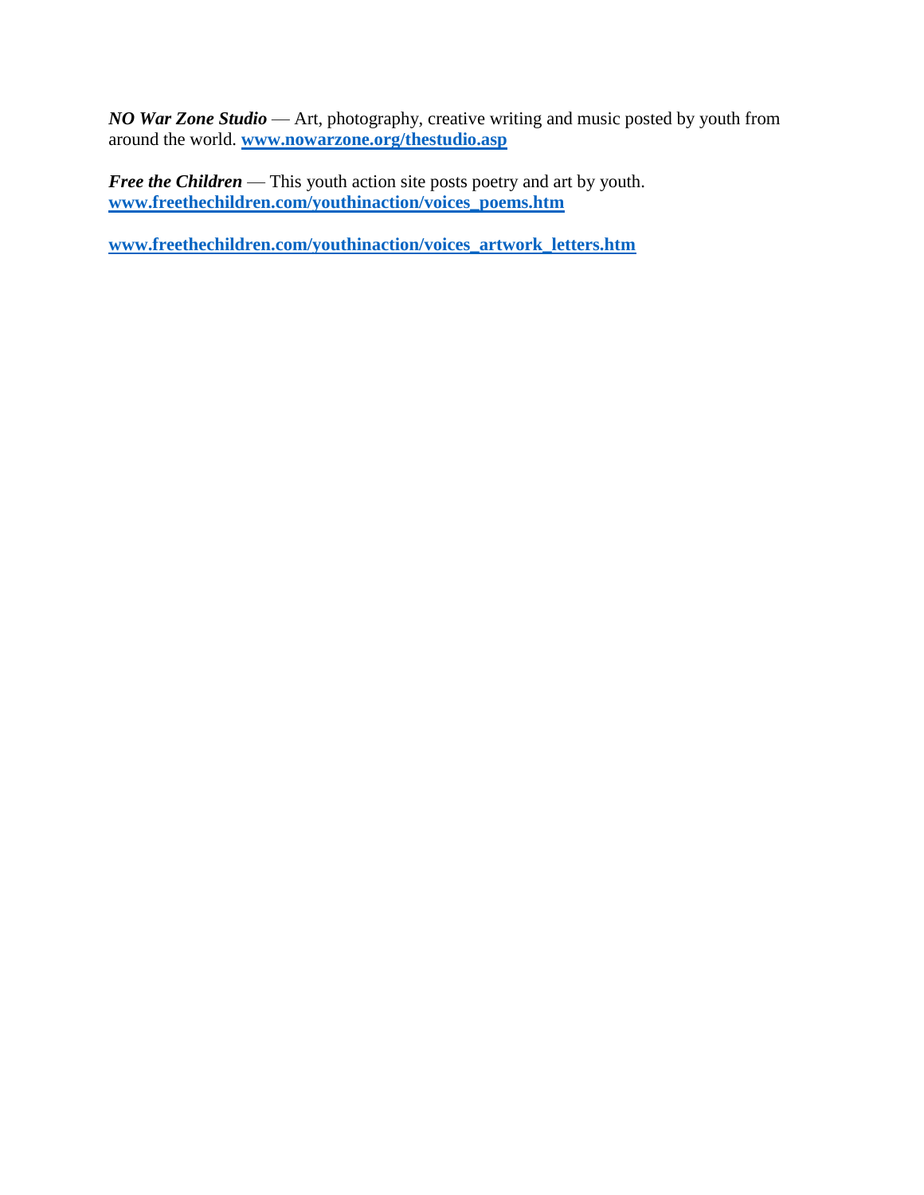***NO War Zone Studio*** — Art, photography, creative writing and music posted by youth from around the world. **www.nowarzone.org/thestudio.asp**

***Free the Children*** — This youth action site posts poetry and art by youth. **www.freethechildren.com/youthinaction/voices_poems.htm**

**www.freethechildren.com/youthinaction/voices_artwork_letters.htm**